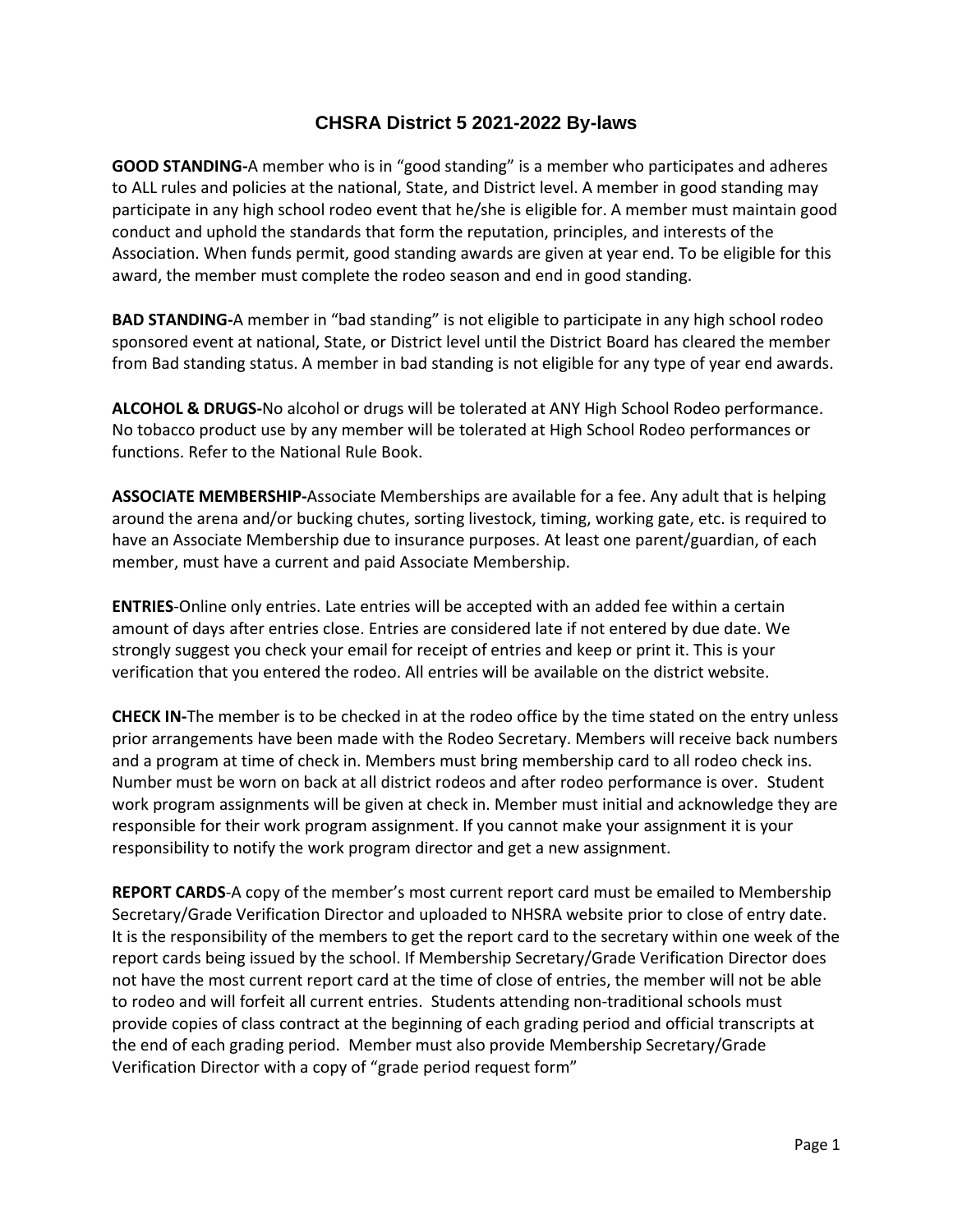# CHSRA District 5 2021-2022 By-laws

**GOOD STANDING-**A member who is in "good standing" is a member who participates and adheres to ALL rules and policies at the national, State, and District level. A member in good standing may participate in any high school rodeo event that he/she is eligible for. A member must maintain good conduct and uphold the standards that form the reputation, principles, and interests of the Association. When funds permit, good standing awards are given at year end. To be eligible for this award, the member must complete the rodeo season and end in good standing.

**BAD STANDING-**A member in "bad standing" is not eligible to participate in any high school rodeo sponsored event at national, State, or District level until the District Board has cleared the member from Bad standing status. A member in bad standing is not eligible for any type of year end awards.

**ALCOHOL & DRUGS-**No alcohol or drugs will be tolerated at ANY High School Rodeo performance. No tobacco product use by any member will be tolerated at High School Rodeo performances or functions. Refer to the National Rule Book.

**ASSOCIATE MEMBERSHIP-**Associate Memberships are available for a fee. Any adult that is helping around the arena and/or bucking chutes, sorting livestock, timing, working gate, etc. is required to have an Associate Membership due to insurance purposes. At least one parent/guardian, of each member, must have a current and paid Associate Membership.

**ENTRIES**-Online only entries. Late entries will be accepted with an added fee within a certain amount of days after entries close. Entries are considered late if not entered by due date. We strongly suggest you check your email for receipt of entries and keep or print it. This is your verification that you entered the rodeo. All entries will be available on the district website.

**CHECK IN-**The member is to be checked in at the rodeo office by the time stated on the entry unless prior arrangements have been made with the Rodeo Secretary. Members will receive back numbers and a program at time of check in. Members must bring membership card to all rodeo check ins. Number must be worn on back at all district rodeos and after rodeo performance is over. Student work program assignments will be given at check in. Member must initial and acknowledge they are responsible for their work program assignment. If you cannot make your assignment it is your responsibility to notify the work program director and get a new assignment.

**REPORT CARDS**-A copy of the member's most current report card must be emailed to Membership Secretary/Grade Verification Director and uploaded to NHSRA website prior to close of entry date. It is the responsibility of the members to get the report card to the secretary within one week of the report cards being issued by the school. If Membership Secretary/Grade Verification Director does not have the most current report card at the time of close of entries, the member will not be able to rodeo and will forfeit all current entries. Students attending non-traditional schools must provide copies of class contract at the beginning of each grading period and official transcripts at the end of each grading period. Member must also provide Membership Secretary/Grade Verification Director with a copy of "grade period request form"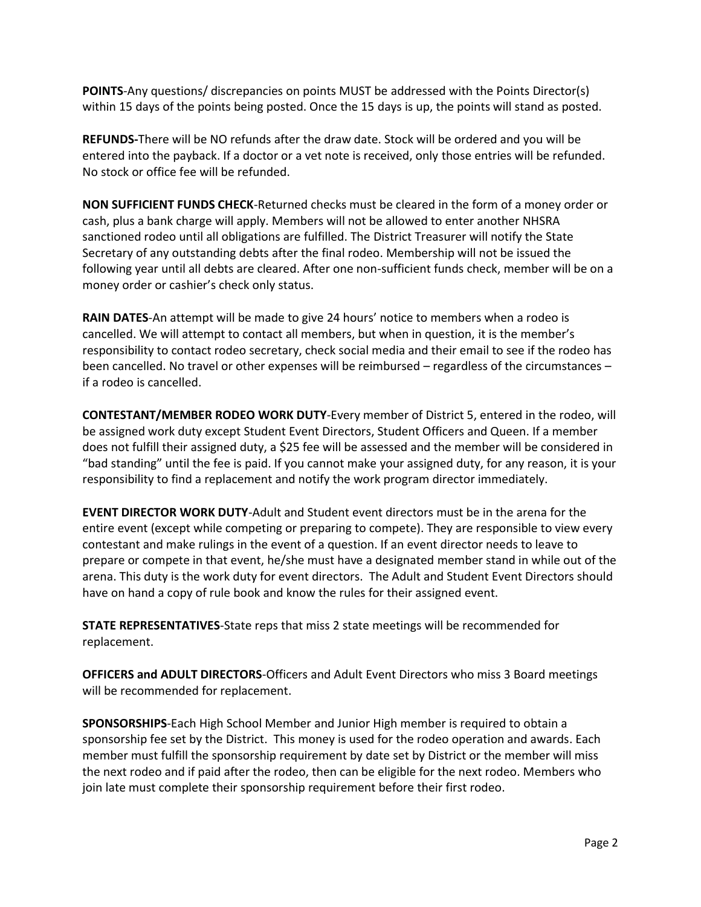**POINTS**-Any questions/ discrepancies on points MUST be addressed with the Points Director(s) within 15 days of the points being posted. Once the 15 days is up, the points will stand as posted.

**REFUNDS-**There will be NO refunds after the draw date. Stock will be ordered and you will be entered into the payback. If a doctor or a vet note is received, only those entries will be refunded. No stock or office fee will be refunded.

**NON SUFFICIENT FUNDS CHECK**-Returned checks must be cleared in the form of a money order or cash, plus a bank charge will apply. Members will not be allowed to enter another NHSRA sanctioned rodeo until all obligations are fulfilled. The District Treasurer will notify the State Secretary of any outstanding debts after the final rodeo. Membership will not be issued the following year until all debts are cleared. After one non-sufficient funds check, member will be on a money order or cashier's check only status.

**RAIN DATES**-An attempt will be made to give 24 hours' notice to members when a rodeo is cancelled. We will attempt to contact all members, but when in question, it is the member's responsibility to contact rodeo secretary, check social media and their email to see if the rodeo has been cancelled. No travel or other expenses will be reimbursed – regardless of the circumstances – if a rodeo is cancelled.

**CONTESTANT/MEMBER RODEO WORK DUTY**-Every member of District 5, entered in the rodeo, will be assigned work duty except Student Event Directors, Student Officers and Queen. If a member does not fulfill their assigned duty, a $25 fee will be assessed and the member will be considered in "bad standing" until the fee is paid. If you cannot make your assigned duty, for any reason, it is your responsibility to find a replacement and notify the work program director immediately.

**EVENT DIRECTOR WORK DUTY**-Adult and Student event directors must be in the arena for the entire event (except while competing or preparing to compete). They are responsible to view every contestant and make rulings in the event of a question. If an event director needs to leave to prepare or compete in that event, he/she must have a designated member stand in while out of the arena. This duty is the work duty for event directors. The Adult and Student Event Directors should have on hand a copy of rule book and know the rules for their assigned event.

**STATE REPRESENTATIVES**-State reps that miss 2 state meetings will be recommended for replacement.

**OFFICERS and ADULT DIRECTORS**-Officers and Adult Event Directors who miss 3 Board meetings will be recommended for replacement.

**SPONSORSHIPS**-Each High School Member and Junior High member is required to obtain a sponsorship fee set by the District. This money is used for the rodeo operation and awards. Each member must fulfill the sponsorship requirement by date set by District or the member will miss the next rodeo and if paid after the rodeo, then can be eligible for the next rodeo. Members who join late must complete their sponsorship requirement before their first rodeo.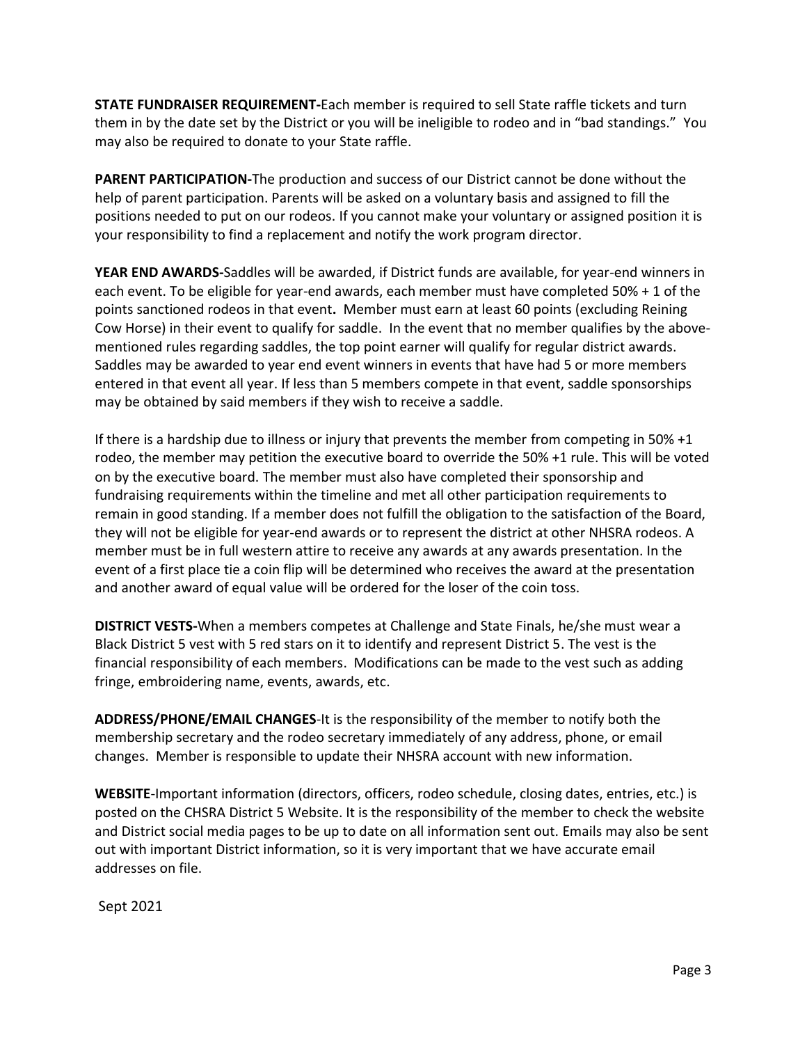**STATE FUNDRAISER REQUIREMENT-**Each member is required to sell State raffle tickets and turn them in by the date set by the District or you will be ineligible to rodeo and in "bad standings." You may also be required to donate to your State raffle.

**PARENT PARTICIPATION-**The production and success of our District cannot be done without the help of parent participation. Parents will be asked on a voluntary basis and assigned to fill the positions needed to put on our rodeos. If you cannot make your voluntary or assigned position it is your responsibility to find a replacement and notify the work program director.

**YEAR END AWARDS-**Saddles will be awarded, if District funds are available, for year-end winners in each event. To be eligible for year-end awards, each member must have completed 50% + 1 of the points sanctioned rodeos in that event**.** Member must earn at least 60 points (excluding Reining Cow Horse) in their event to qualify for saddle. In the event that no member qualifies by the above-mentioned rules regarding saddles, the top point earner will qualify for regular district awards. Saddles may be awarded to year end event winners in events that have had 5 or more members entered in that event all year. If less than 5 members compete in that event, saddle sponsorships may be obtained by said members if they wish to receive a saddle.

If there is a hardship due to illness or injury that prevents the member from competing in 50% +1 rodeo, the member may petition the executive board to override the 50% +1 rule. This will be voted on by the executive board. The member must also have completed their sponsorship and fundraising requirements within the timeline and met all other participation requirements to remain in good standing. If a member does not fulfill the obligation to the satisfaction of the Board, they will not be eligible for year-end awards or to represent the district at other NHSRA rodeos. A member must be in full western attire to receive any awards at any awards presentation. In the event of a first place tie a coin flip will be determined who receives the award at the presentation and another award of equal value will be ordered for the loser of the coin toss.

**DISTRICT VESTS-**When a members competes at Challenge and State Finals, he/she must wear a Black District 5 vest with 5 red stars on it to identify and represent District 5. The vest is the financial responsibility of each members. Modifications can be made to the vest such as adding fringe, embroidering name, events, awards, etc.

**ADDRESS/PHONE/EMAIL CHANGES**-It is the responsibility of the member to notify both the membership secretary and the rodeo secretary immediately of any address, phone, or email changes. Member is responsible to update their NHSRA account with new information.

**WEBSITE**-Important information (directors, officers, rodeo schedule, closing dates, entries, etc.) is posted on the CHSRA District 5 Website. It is the responsibility of the member to check the website and District social media pages to be up to date on all information sent out. Emails may also be sent out with important District information, so it is very important that we have accurate email addresses on file.

Sept 2021